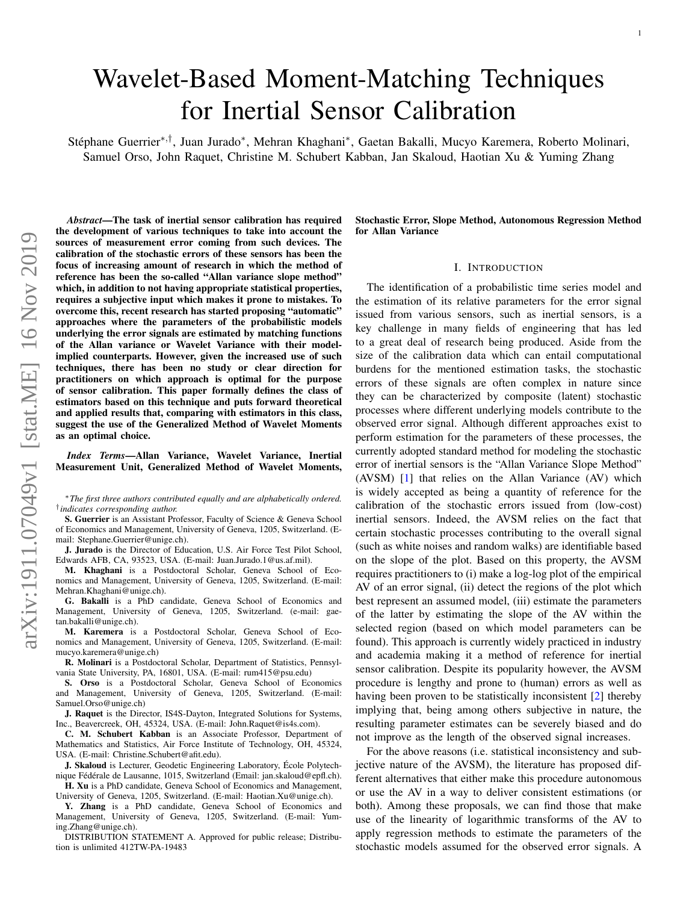# Wavelet-Based Moment-Matching Techniques for Inertial Sensor Calibration

Stéphane Guerrier[*,†], Juan Jurado[*], Mehran Khaghani[*], Gaetan Bakalli, Mucyo Karemera, Roberto Molinari, Samuel Orso, John Raquet, Christine M. Schubert Kabban, Jan Skaloud, Haotian Xu & Yuming Zhang

***Abstract*—The task of inertial sensor calibration has required the development of various techniques to take into account the sources of measurement error coming from such devices. The calibration of the stochastic errors of these sensors has been the focus of increasing amount of research in which the method of reference has been the so-called "Allan variance slope method" which, in addition to not having appropriate statistical properties, requires a subjective input which makes it prone to mistakes. To overcome this, recent research has started proposing "automatic" approaches where the parameters of the probabilistic models underlying the error signals are estimated by matching functions of the Allan variance or Wavelet Variance with their model-implied counterparts. However, given the increased use of such techniques, there has been no study or clear direction for practitioners on which approach is optimal for the purpose of sensor calibration. This paper formally defines the class of estimators based on this technique and puts forward theoretical and applied results that, comparing with estimators in this class, suggest the use of the Generalized Method of Wavelet Moments as an optimal choice.**

***Index Terms*—Allan Variance, Wavelet Variance, Inertial Measurement Unit, Generalized Method of Wavelet Moments, Stochastic Error, Slope Method, Autonomous Regression Method for Allan Variance**

[*] *The first three authors contributed equally and are alphabetically ordered.* [†] *indicates corresponding author.*

**S. Guerrier** is an Assistant Professor, Faculty of Science & Geneva School of Economics and Management, University of Geneva, 1205, Switzerland. (E-mail: Stephane.Guerrier@unige.ch).

**J. Jurado** is the Director of Education, U.S. Air Force Test Pilot School, Edwards AFB, CA, 93523, USA. (E-mail: Juan.Jurado.1@us.af.mil).

**M. Khaghani** is a Postdoctoral Scholar, Geneva School of Economics and Management, University of Geneva, 1205, Switzerland. (E-mail: Mehran.Khaghani@unige.ch).

**G. Bakalli** is a PhD candidate, Geneva School of Economics and Management, University of Geneva, 1205, Switzerland. (e-mail: gaetan.bakalli@unige.ch).

**M. Karemera** is a Postdoctoral Scholar, Geneva School of Economics and Management, University of Geneva, 1205, Switzerland. (E-mail: mucyo.karemera@unige.ch)

**R. Molinari** is a Postdoctoral Scholar, Department of Statistics, Pennsylvania State University, PA, 16801, USA. (E-mail: rum415@psu.edu)

**S. Orso** is a Postdoctoral Scholar, Geneva School of Economics and Management, University of Geneva, 1205, Switzerland. (E-mail: Samuel.Orso@unige.ch)

**J. Raquet** is the Director, IS4S-Dayton, Integrated Solutions for Systems, Inc., Beavercreek, OH, 45324, USA. (E-mail: John.Raquet@is4s.com).

**C. M. Schubert Kabban** is an Associate Professor, Department of Mathematics and Statistics, Air Force Institute of Technology, OH, 45324, USA. (E-mail: Christine.Schubert@afit.edu).

**J. Skaloud** is Lecturer, Geodetic Engineering Laboratory, École Polytechnique Fédérale de Lausanne, 1015, Switzerland (Email: jan.skaloud@epfl.ch).

**H. Xu** is a PhD candidate, Geneva School of Economics and Management, University of Geneva, 1205, Switzerland. (E-mail: Haotian.Xu@unige.ch).

**Y. Zhang** is a PhD candidate, Geneva School of Economics and Management, University of Geneva, 1205, Switzerland. (E-mail: Yuming.Zhang@unige.ch).

DISTRIBUTION STATEMENT A. Approved for public release; Distribution is unlimited 412TW-PA-19483

## I. Introduction

The identification of a probabilistic time series model and the estimation of its relative parameters for the error signal issued from various sensors, such as inertial sensors, is a key challenge in many fields of engineering that has led to a great deal of research being produced. Aside from the size of the calibration data which can entail computational burdens for the mentioned estimation tasks, the stochastic errors of these signals are often complex in nature since they can be characterized by composite (latent) stochastic processes where different underlying models contribute to the observed error signal. Although different approaches exist to perform estimation for the parameters of these processes, the currently adopted standard method for modeling the stochastic error of inertial sensors is the "Allan Variance Slope Method" (AVSM) [1] that relies on the Allan Variance (AV) which is widely accepted as being a quantity of reference for the calibration of the stochastic errors issued from (low-cost) inertial sensors. Indeed, the AVSM relies on the fact that certain stochastic processes contributing to the overall signal (such as white noises and random walks) are identifiable based on the slope of the plot. Based on this property, the AVSM requires practitioners to (i) make a log-log plot of the empirical AV of an error signal, (ii) detect the regions of the plot which best represent an assumed model, (iii) estimate the parameters of the latter by estimating the slope of the AV within the selected region (based on which model parameters can be found). This approach is currently widely practiced in industry and academia making it a method of reference for inertial sensor calibration. Despite its popularity however, the AVSM procedure is lengthy and prone to (human) errors as well as having been proven to be statistically inconsistent [2] thereby implying that, being among others subjective in nature, the resulting parameter estimates can be severely biased and do not improve as the length of the observed signal increases.

For the above reasons (i.e. statistical inconsistency and subjective nature of the AVSM), the literature has proposed different alternatives that either make this procedure autonomous or use the AV in a way to deliver consistent estimations (or both). Among these proposals, we can find those that make use of the linearity of logarithmic transforms of the AV to apply regression methods to estimate the parameters of the stochastic models assumed for the observed error signals. A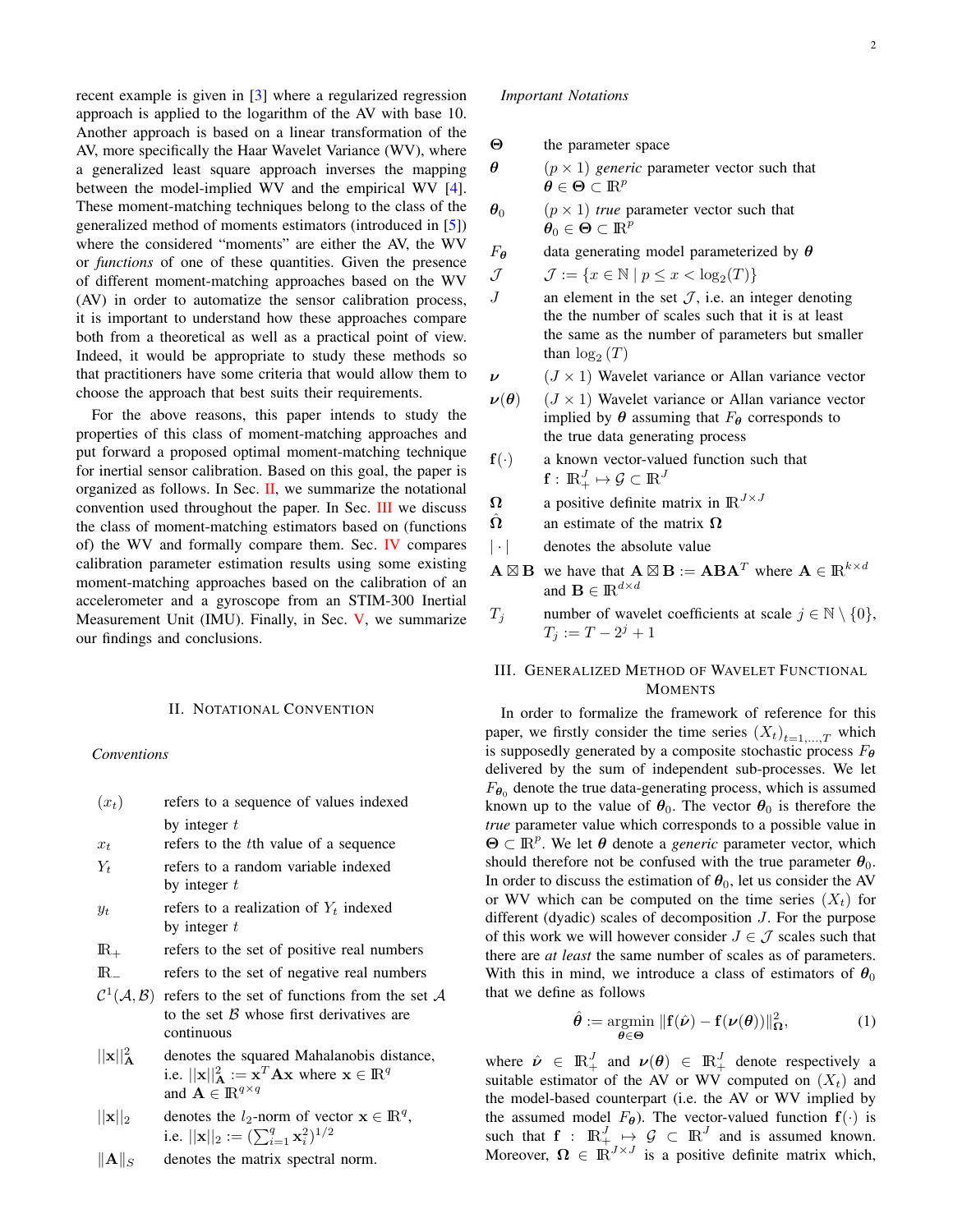recent example is given in [3] where a regularized regression approach is applied to the logarithm of the AV with base 10. Another approach is based on a linear transformation of the AV, more specifically the Haar Wavelet Variance (WV), where a generalized least square approach inverses the mapping between the model-implied WV and the empirical WV [4]. These moment-matching techniques belong to the class of the generalized method of moments estimators (introduced in [5]) where the considered "moments" are either the AV, the WV or *functions* of one of these quantities. Given the presence of different moment-matching approaches based on the WV (AV) in order to automatize the sensor calibration process, it is important to understand how these approaches compare both from a theoretical as well as a practical point of view. Indeed, it would be appropriate to study these methods so that practitioners have some criteria that would allow them to choose the approach that best suits their requirements.

For the above reasons, this paper intends to study the properties of this class of moment-matching approaches and put forward a proposed optimal moment-matching technique for inertial sensor calibration. Based on this goal, the paper is organized as follows. In Sec. II, we summarize the notational convention used throughout the paper. In Sec. III we discuss the class of moment-matching estimators based on (functions of) the WV and formally compare them. Sec. IV compares calibration parameter estimation results using some existing moment-matching approaches based on the calibration of an accelerometer and a gyroscope from an STIM-300 Inertial Measurement Unit (IMU). Finally, in Sec. V, we summarize our findings and conclusions.

## II. Notational Convention

### *Conventions*

| | |
|---|---|
| $(x_t)$ | refers to a sequence of values indexed by integer $t$ |
| $x_t$ | refers to the $t$th value of a sequence |
| $Y_t$ | refers to a random variable indexed by integer $t$ |
| $y_t$ | refers to a realization of $Y_t$ indexed by integer $t$ |
| $\mathbb{R}_+$ | refers to the set of positive real numbers |
| $\mathbb{R}_-$ | refers to the set of negative real numbers |
| $\mathcal{C}^1(\mathcal{A}, \mathcal{B})$ | refers to the set of functions from the set $\mathcal{A}$ to the set $\mathcal{B}$ whose first derivatives are continuous |
| $\|\|\mathbf{x}\|\|_{\mathbf{A}}^2$ | denotes the squared Mahalanobis distance, i.e. $\|\|\mathbf{x}\|\|_{\mathbf{A}}^2 := \mathbf{x}^T \mathbf{A} \mathbf{x}$ where $\mathbf{x} \in \mathbb{R}^q$ and $\mathbf{A} \in \mathbb{R}^{q \times q}$ |
| $\|\|\mathbf{x}\|\|_2$ | denotes the $l_2$-norm of vector $\mathbf{x} \in \mathbb{R}^q$, i.e. $\|\|\mathbf{x}\|\|_2 := (\sum_{i=1}^q \mathbf{x}_i^2)^{1/2}$ |
| $\\|\mathbf{A}\\|_S$ | denotes the matrix spectral norm. |

### *Important Notations*

| | |
|---|---|
| $\boldsymbol{\Theta}$ | the parameter space |
| $\boldsymbol{\theta}$ | $(p \times 1)$ *generic* parameter vector such that $\boldsymbol{\theta} \in \boldsymbol{\Theta} \subset \mathbb{R}^p$ |
| $\boldsymbol{\theta}_0$ | $(p \times 1)$ *true* parameter vector such that $\boldsymbol{\theta}_0 \in \boldsymbol{\Theta} \subset \mathbb{R}^p$ |
| $F_{\boldsymbol{\theta}}$ | data generating model parameterized by $\boldsymbol{\theta}$ |
| $\mathcal{J}$ | $\mathcal{J} := \{x \in \mathbb{N} \mid p \leq x < \log_2(T)\}$ |
| $J$ | an element in the set $\mathcal{J}$, i.e. an integer denoting the the number of scales such that it is at least the same as the number of parameters but smaller than $\log_2(T)$ |
| $\boldsymbol{\nu}$ | $(J \times 1)$ Wavelet variance or Allan variance vector |
| $\boldsymbol{\nu}(\boldsymbol{\theta})$ | $(J \times 1)$ Wavelet variance or Allan variance vector implied by $\boldsymbol{\theta}$ assuming that $F_{\boldsymbol{\theta}}$ corresponds to the true data generating process |
| $\mathbf{f}(\cdot)$ | a known vector-valued function such that $\mathbf{f} : \mathbb{R}_+^J \mapsto \mathcal{G} \subset \mathbb{R}^J$ |
| $\boldsymbol{\Omega}$ | a positive definite matrix in $\mathbb{R}^{J \times J}$ |
| $\hat{\boldsymbol{\Omega}}$ | an estimate of the matrix $\boldsymbol{\Omega}$ |
| $\|\cdot\|$ | denotes the absolute value |
| $\mathbf{A} \boxtimes \mathbf{B}$ | we have that $\mathbf{A} \boxtimes \mathbf{B} := \mathbf{A}\mathbf{B}\mathbf{A}^T$ where $\mathbf{A} \in \mathbb{R}^{k \times d}$ and $\mathbf{B} \in \mathbb{R}^{d \times d}$ |
| $T_j$ | number of wavelet coefficients at scale $j \in \mathbb{N} \setminus \{0\}$, $T_j := T - 2^j + 1$ |

## III. Generalized Method of Wavelet Functional Moments

In order to formalize the framework of reference for this paper, we firstly consider the time series $(X_t)_{t=1,\dots,T}$ which is supposedly generated by a composite stochastic process $F_{\boldsymbol{\theta}}$ delivered by the sum of independent sub-processes. We let $F_{\boldsymbol{\theta}_0}$ denote the true data-generating process, which is assumed known up to the value of $\boldsymbol{\theta}_0$. The vector $\boldsymbol{\theta}_0$ is therefore the *true* parameter value which corresponds to a possible value in $\boldsymbol{\Theta} \subset \mathbb{R}^p$. We let $\boldsymbol{\theta}$ denote a *generic* parameter vector, which should therefore not be confused with the true parameter $\boldsymbol{\theta}_0$. In order to discuss the estimation of $\boldsymbol{\theta}_0$, let us consider the AV or WV which can be computed on the time series $(X_t)$ for different (dyadic) scales of decomposition $J$. For the purpose of this work we will however consider $J \in \mathcal{J}$ scales such that there are *at least* the same number of scales as of parameters. With this in mind, we introduce a class of estimators of $\boldsymbol{\theta}_0$ that we define as follows

$$\hat{\boldsymbol{\theta}} := \underset{\boldsymbol{\theta} \in \boldsymbol{\Theta}}{\operatorname{argmin}} \ \|\mathbf{f}(\hat{\boldsymbol{\nu}}) - \mathbf{f}(\boldsymbol{\nu}(\boldsymbol{\theta}))\|_{\boldsymbol{\Omega}}^2, \tag{1}$$

where $\hat{\boldsymbol{\nu}} \in \mathbb{R}_+^J$ and $\boldsymbol{\nu}(\boldsymbol{\theta}) \in \mathbb{R}_+^J$ denote respectively a suitable estimator of the AV or WV computed on $(X_t)$ and the model-based counterpart (i.e. the AV or WV implied by the assumed model $F_{\boldsymbol{\theta}}$). The vector-valued function $\mathbf{f}(\cdot)$ is such that $\mathbf{f} : \mathbb{R}_+^J \mapsto \mathcal{G} \subset \mathbb{R}^J$ and is assumed known. Moreover, $\boldsymbol{\Omega} \in \mathbb{R}^{J \times J}$ is a positive definite matrix which,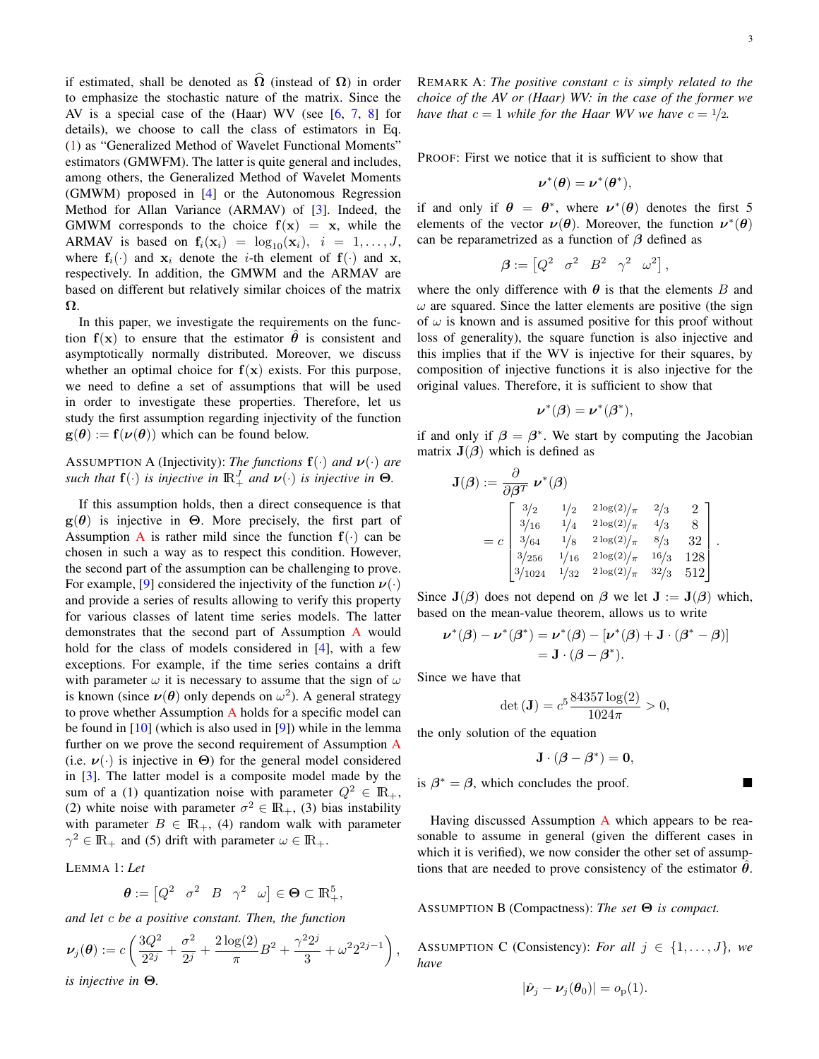if estimated, shall be denoted as $\widehat{\mathbf{\Omega}}$ (instead of $\mathbf{\Omega}$) in order to emphasize the stochastic nature of the matrix. Since the AV is a special case of the (Haar) WV (see [6, 7, 8] for details), we choose to call the class of estimators in Eq. (1) as "Generalized Method of Wavelet Functional Moments" estimators (GMWFM). The latter is quite general and includes, among others, the Generalized Method of Wavelet Moments (GMWM) proposed in [4] or the Autonomous Regression Method for Allan Variance (ARMAV) of [3]. Indeed, the GMWM corresponds to the choice $\mathbf{f}(\mathbf{x}) = \mathbf{x}$, while the ARMAV is based on $\mathbf{f}_i(\mathbf{x}_i) = \log_{10}(\mathbf{x}_i)$, $i = 1, \dots, J$, where $\mathbf{f}_i(\cdot)$ and $\mathbf{x}_i$ denote the $i$-th element of $\mathbf{f}(\cdot)$ and $\mathbf{x}$, respectively. In addition, the GMWM and the ARMAV are based on different but relatively similar choices of the matrix $\mathbf{\Omega}$.

In this paper, we investigate the requirements on the function $\mathbf{f}(\mathbf{x})$ to ensure that the estimator $\hat{\boldsymbol{\theta}}$ is consistent and asymptotically normally distributed. Moreover, we discuss whether an optimal choice for $\mathbf{f}(\mathbf{x})$ exists. For this purpose, we need to define a set of assumptions that will be used in order to investigate these properties. Therefore, let us study the first assumption regarding injectivity of the function $\mathbf{g}(\boldsymbol{\theta}) := \mathbf{f}(\boldsymbol{\nu}(\boldsymbol{\theta}))$ which can be found below.

ASSUMPTION A (Injectivity): *The functions $\mathbf{f}(\cdot)$ and $\boldsymbol{\nu}(\cdot)$ are such that $\mathbf{f}(\cdot)$ is injective in $\mathbb{R}_+^J$ and $\boldsymbol{\nu}(\cdot)$ is injective in $\mathbf{\Theta}$.*

If this assumption holds, then a direct consequence is that $\mathbf{g}(\boldsymbol{\theta})$ is injective in $\mathbf{\Theta}$. More precisely, the first part of Assumption A is rather mild since the function $\mathbf{f}(\cdot)$ can be chosen in such a way as to respect this condition. However, the second part of the assumption can be challenging to prove. For example, [9] considered the injectivity of the function $\boldsymbol{\nu}(\cdot)$ and provide a series of results allowing to verify this property for various classes of latent time series models. The latter demonstrates that the second part of Assumption A would hold for the class of models considered in [4], with a few exceptions. For example, if the time series contains a drift with parameter $\omega$ it is necessary to assume that the sign of $\omega$ is known (since $\boldsymbol{\nu}(\boldsymbol{\theta})$ only depends on $\omega^2$). A general strategy to prove whether Assumption A holds for a specific model can be found in [10] (which is also used in [9]) while in the lemma further on we prove the second requirement of Assumption A (i.e. $\boldsymbol{\nu}(\cdot)$ is injective in $\mathbf{\Theta}$) for the general model considered in [3]. The latter model is a composite model made by the sum of a (1) quantization noise with parameter $Q^2 \in \mathbb{R}_+$, (2) white noise with parameter $\sigma^2 \in \mathbb{R}_+$, (3) bias instability with parameter $B \in \mathbb{R}_+$, (4) random walk with parameter $\gamma^2 \in \mathbb{R}_+$ and (5) drift with parameter $\omega \in \mathbb{R}_+$.

LEMMA 1: *Let*

$$\boldsymbol{\theta} := \begin{bmatrix} Q^2 & \sigma^2 & B & \gamma^2 & \omega \end{bmatrix} \in \mathbf{\Theta} \subset \mathbb{R}_+^5,$$

*and let $c$ be a positive constant. Then, the function*

$$\boldsymbol{\nu}_j(\boldsymbol{\theta}) := c\left(\frac{3Q^2}{2^{2j}} + \frac{\sigma^2}{2^j} + \frac{2\log(2)}{\pi}B^2 + \frac{\gamma^2 2^j}{3} + \omega^2 2^{2j-1}\right),$$

*is injective in $\mathbf{\Theta}$.*

REMARK A: *The positive constant $c$ is simply related to the choice of the AV or (Haar) WV: in the case of the former we have that $c = 1$ while for the Haar WV we have $c = 1/2$.*

PROOF: First we notice that it is sufficient to show that

$$\boldsymbol{\nu}^*(\boldsymbol{\theta}) = \boldsymbol{\nu}^*(\boldsymbol{\theta}^*),$$

if and only if $\boldsymbol{\theta} = \boldsymbol{\theta}^*$, where $\boldsymbol{\nu}^*(\boldsymbol{\theta})$ denotes the first 5 elements of the vector $\boldsymbol{\nu}(\boldsymbol{\theta})$. Moreover, the function $\boldsymbol{\nu}^*(\boldsymbol{\theta})$ can be reparametrized as a function of $\boldsymbol{\beta}$ defined as

$$\boldsymbol{\beta} := \begin{bmatrix} Q^2 & \sigma^2 & B^2 & \gamma^2 & \omega^2 \end{bmatrix},$$

where the only difference with $\boldsymbol{\theta}$ is that the elements $B$ and $\omega$ are squared. Since the latter elements are positive (the sign of $\omega$ is known and is assumed positive for this proof without loss of generality), the square function is also injective and this implies that if the WV is injective for their squares, by composition of injective functions it is also injective for the original values. Therefore, it is sufficient to show that

$$\boldsymbol{\nu}^*(\boldsymbol{\beta}) = \boldsymbol{\nu}^*(\boldsymbol{\beta}^*),$$

if and only if $\boldsymbol{\beta} = \boldsymbol{\beta}^*$. We start by computing the Jacobian matrix $\mathbf{J}(\boldsymbol{\beta})$ which is defined as

$$\mathbf{J}(\boldsymbol{\beta}) := \frac{\partial}{\partial \boldsymbol{\beta}^T}\, \boldsymbol{\nu}^*(\boldsymbol{\beta}) = c \begin{bmatrix} 3/2 & 1/2 & 2\log(2)/\pi & 2/3 & 2 \\ 3/16 & 1/4 & 2\log(2)/\pi & 4/3 & 8 \\ 3/64 & 1/8 & 2\log(2)/\pi & 8/3 & 32 \\ 3/256 & 1/16 & 2\log(2)/\pi & 16/3 & 128 \\ 3/1024 & 1/32 & 2\log(2)/\pi & 32/3 & 512 \end{bmatrix}.$$

Since $\mathbf{J}(\boldsymbol{\beta})$ does not depend on $\boldsymbol{\beta}$ we let $\mathbf{J} := \mathbf{J}(\boldsymbol{\beta})$ which, based on the mean-value theorem, allows us to write

$$\begin{aligned} \boldsymbol{\nu}^*(\boldsymbol{\beta}) - \boldsymbol{\nu}^*(\boldsymbol{\beta}^*) &= \boldsymbol{\nu}^*(\boldsymbol{\beta}) - \left[\boldsymbol{\nu}^*(\boldsymbol{\beta}) + \mathbf{J} \cdot (\boldsymbol{\beta}^* - \boldsymbol{\beta})\right] \\ &= \mathbf{J} \cdot (\boldsymbol{\beta} - \boldsymbol{\beta}^*). \end{aligned}$$

Since we have that

$$\det(\mathbf{J}) = c^5 \frac{84357\log(2)}{1024\pi} > 0,$$

the only solution of the equation

$$\mathbf{J} \cdot (\boldsymbol{\beta} - \boldsymbol{\beta}^*) = \mathbf{0},$$

is $\boldsymbol{\beta}^* = \boldsymbol{\beta}$, which concludes the proof. ■

Having discussed Assumption A which appears to be reasonable to assume in general (given the different cases in which it is verified), we now consider the other set of assumptions that are needed to prove consistency of the estimator $\hat{\boldsymbol{\theta}}$.

ASSUMPTION B (Compactness): *The set $\mathbf{\Theta}$ is compact.*

ASSUMPTION C (Consistency): *For all $j \in \{1, \dots, J\}$, we have*

$$|\hat{\boldsymbol{\nu}}_j - \boldsymbol{\nu}_j(\boldsymbol{\theta}_0)| = o_{\mathrm{p}}(1).$$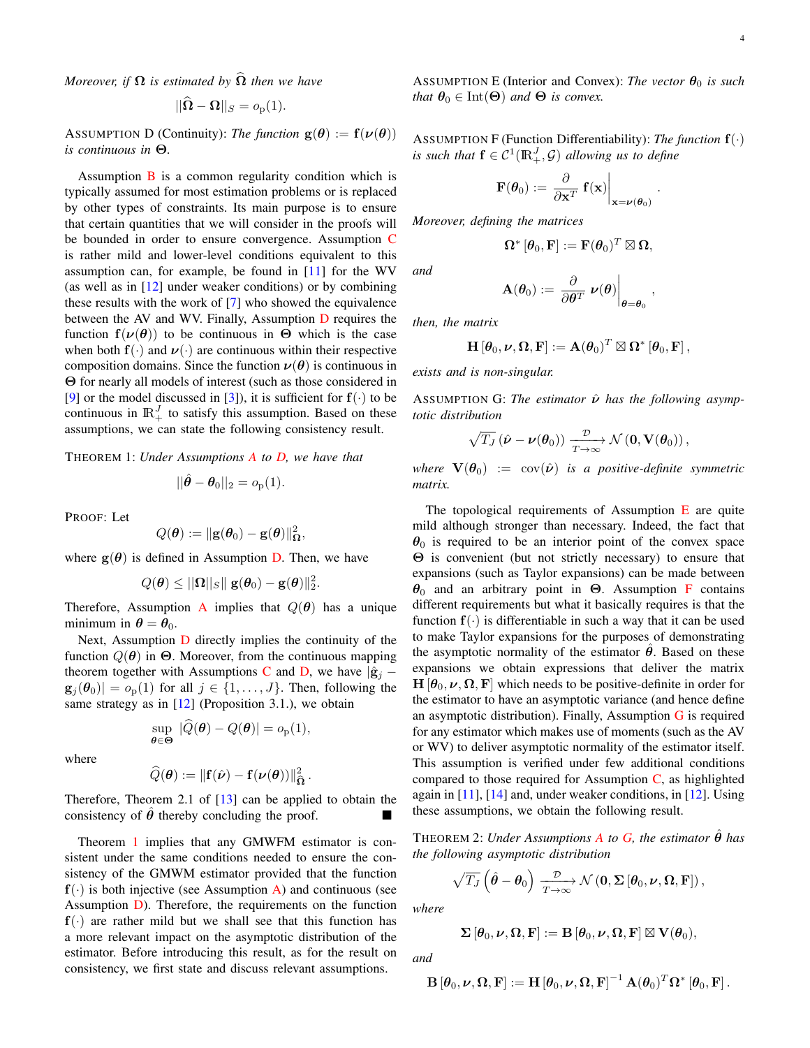*Moreover, if $\boldsymbol{\Omega}$ is estimated by $\widehat{\boldsymbol{\Omega}}$ then we have*

$$||\widehat{\boldsymbol{\Omega}} - \boldsymbol{\Omega}||_S = o_p(1).$$

ASSUMPTION D (Continuity): *The function $\mathbf{g}(\boldsymbol{\theta}) := \mathbf{f}(\boldsymbol{\nu}(\boldsymbol{\theta}))$ is continuous in $\boldsymbol{\Theta}$.*

Assumption B is a common regularity condition which is typically assumed for most estimation problems or is replaced by other types of constraints. Its main purpose is to ensure that certain quantities that we will consider in the proofs will be bounded in order to ensure convergence. Assumption C is rather mild and lower-level conditions equivalent to this assumption can, for example, be found in [11] for the WV (as well as in [12] under weaker conditions) or by combining these results with the work of [7] who showed the equivalence between the AV and WV. Finally, Assumption D requires the function $\mathbf{f}(\boldsymbol{\nu}(\boldsymbol{\theta}))$ to be continuous in $\boldsymbol{\Theta}$ which is the case when both $\mathbf{f}(\cdot)$ and $\boldsymbol{\nu}(\cdot)$ are continuous within their respective composition domains. Since the function $\boldsymbol{\nu}(\boldsymbol{\theta})$ is continuous in $\boldsymbol{\Theta}$ for nearly all models of interest (such as those considered in [9] or the model discussed in [3]), it is sufficient for $\mathbf{f}(\cdot)$ to be continuous in $\mathbb{R}_+^J$ to satisfy this assumption. Based on these assumptions, we can state the following consistency result.

THEOREM 1: *Under Assumptions A to D, we have that*

$$||\hat{\boldsymbol{\theta}} - \boldsymbol{\theta}_0||_2 = o_p(1).$$

PROOF: Let

$$Q(\boldsymbol{\theta}) := \|\mathbf{g}(\boldsymbol{\theta}_0) - \mathbf{g}(\boldsymbol{\theta})\|_{\boldsymbol{\Omega}}^2,$$

where $\mathbf{g}(\boldsymbol{\theta})$ is defined in Assumption D. Then, we have

$$Q(\boldsymbol{\theta}) \leq ||\boldsymbol{\Omega}||_S \| \mathbf{g}(\boldsymbol{\theta}_0) - \mathbf{g}(\boldsymbol{\theta})\|_2^2.$$

Therefore, Assumption A implies that $Q(\boldsymbol{\theta})$ has a unique minimum in $\boldsymbol{\theta} = \boldsymbol{\theta}_0$.

Next, Assumption D directly implies the continuity of the function $Q(\boldsymbol{\theta})$ in $\boldsymbol{\Theta}$. Moreover, from the continuous mapping theorem together with Assumptions C and D, we have $|\hat{\mathbf{g}}_j - \mathbf{g}_j(\boldsymbol{\theta}_0)| = o_p(1)$ for all $j \in \{1, \ldots, J\}$. Then, following the same strategy as in [12] (Proposition 3.1.), we obtain

$$\sup_{\boldsymbol{\theta} \in \boldsymbol{\Theta}} |\widehat{Q}(\boldsymbol{\theta}) - Q(\boldsymbol{\theta})| = o_p(1),$$

where

$$\widehat{Q}(\boldsymbol{\theta}) := \|\mathbf{f}(\hat{\boldsymbol{\nu}}) - \mathbf{f}(\boldsymbol{\nu}(\boldsymbol{\theta}))\|_{\widehat{\boldsymbol{\Omega}}}^2.$$

Therefore, Theorem 2.1 of [13] can be applied to obtain the consistency of $\hat{\boldsymbol{\theta}}$ thereby concluding the proof. ■

Theorem 1 implies that any GMWFM estimator is consistent under the same conditions needed to ensure the consistency of the GMWM estimator provided that the function $\mathbf{f}(\cdot)$ is both injective (see Assumption A) and continuous (see Assumption D). Therefore, the requirements on the function $\mathbf{f}(\cdot)$ are rather mild but we shall see that this function has a more relevant impact on the asymptotic distribution of the estimator. Before introducing this result, as for the result on consistency, we first state and discuss relevant assumptions.

ASSUMPTION E (Interior and Convex): *The vector $\boldsymbol{\theta}_0$ is such that $\boldsymbol{\theta}_0 \in \text{Int}(\boldsymbol{\Theta})$ and $\boldsymbol{\Theta}$ is convex.*

ASSUMPTION F (Function Differentiability): *The function $\mathbf{f}(\cdot)$ is such that $\mathbf{f} \in \mathcal{C}^1(\mathbb{R}_+^J, \mathcal{G})$ allowing us to define*

$$\mathbf{F}(\boldsymbol{\theta}_0) := \left. \frac{\partial}{\partial \mathbf{x}^T} \, \mathbf{f}(\mathbf{x}) \right|_{\mathbf{x} = \boldsymbol{\nu}(\boldsymbol{\theta}_0)}.$$

*Moreover, defining the matrices*

$$\boldsymbol{\Omega}^* \left[\boldsymbol{\theta}_0, \mathbf{F}\right] := \mathbf{F}(\boldsymbol{\theta}_0)^T \boxtimes \boldsymbol{\Omega},$$

*and*

$$\mathbf{A}(\boldsymbol{\theta}_0) := \left. \frac{\partial}{\partial \boldsymbol{\theta}^T} \, \boldsymbol{\nu}(\boldsymbol{\theta}) \right|_{\boldsymbol{\theta} = \boldsymbol{\theta}_0},$$

*then, the matrix*

$$\mathbf{H}\left[\boldsymbol{\theta}_0, \boldsymbol{\nu}, \boldsymbol{\Omega}, \mathbf{F}\right] := \mathbf{A}(\boldsymbol{\theta}_0)^T \boxtimes \boldsymbol{\Omega}^* \left[\boldsymbol{\theta}_0, \mathbf{F}\right],$$

*exists and is non-singular.*

ASSUMPTION G: *The estimator $\hat{\boldsymbol{\nu}}$ has the following asymptotic distribution*

$$\sqrt{T_J} \left( \hat{\boldsymbol{\nu}} - \boldsymbol{\nu}(\boldsymbol{\theta}_0) \right) \xrightarrow[T \to \infty]{\mathcal{D}} \mathcal{N}\left(\mathbf{0}, \mathbf{V}(\boldsymbol{\theta}_0)\right),$$

*where $\mathbf{V}(\boldsymbol{\theta}_0) := \text{cov}(\hat{\boldsymbol{\nu}})$ is a positive-definite symmetric matrix.*

The topological requirements of Assumption E are quite mild although stronger than necessary. Indeed, the fact that $\boldsymbol{\theta}_0$ is required to be an interior point of the convex space $\boldsymbol{\Theta}$ is convenient (but not strictly necessary) to ensure that expansions (such as Taylor expansions) can be made between $\boldsymbol{\theta}_0$ and an arbitrary point in $\boldsymbol{\Theta}$. Assumption F contains different requirements but what it basically requires is that the function $\mathbf{f}(\cdot)$ is differentiable in such a way that it can be used to make Taylor expansions for the purposes of demonstrating the asymptotic normality of the estimator $\hat{\boldsymbol{\theta}}$. Based on these expansions we obtain expressions that deliver the matrix $\mathbf{H}\left[\boldsymbol{\theta}_0, \boldsymbol{\nu}, \boldsymbol{\Omega}, \mathbf{F}\right]$ which needs to be positive-definite in order for the estimator to have an asymptotic variance (and hence define an asymptotic distribution). Finally, Assumption G is required for any estimator which makes use of moments (such as the AV or WV) to deliver asymptotic normality of the estimator itself. This assumption is verified under few additional conditions compared to those required for Assumption C, as highlighted again in [11], [14] and, under weaker conditions, in [12]. Using these assumptions, we obtain the following result.

THEOREM 2: *Under Assumptions A to G, the estimator $\hat{\boldsymbol{\theta}}$ has the following asymptotic distribution*

$$\sqrt{T_J} \left( \hat{\boldsymbol{\theta}} - \boldsymbol{\theta}_0 \right) \xrightarrow[T \to \infty]{\mathcal{D}} \mathcal{N}\left(\mathbf{0}, \boldsymbol{\Sigma}\left[\boldsymbol{\theta}_0, \boldsymbol{\nu}, \boldsymbol{\Omega}, \mathbf{F}\right]\right),$$

*where*

$$\boldsymbol{\Sigma}\left[\boldsymbol{\theta}_0, \boldsymbol{\nu}, \boldsymbol{\Omega}, \mathbf{F}\right] := \mathbf{B}\left[\boldsymbol{\theta}_0, \boldsymbol{\nu}, \boldsymbol{\Omega}, \mathbf{F}\right] \boxtimes \mathbf{V}(\boldsymbol{\theta}_0),$$

*and*

$$\mathbf{B}\left[\boldsymbol{\theta}_0, \boldsymbol{\nu}, \boldsymbol{\Omega}, \mathbf{F}\right] := \mathbf{H}\left[\boldsymbol{\theta}_0, \boldsymbol{\nu}, \boldsymbol{\Omega}, \mathbf{F}\right]^{-1} \mathbf{A}(\boldsymbol{\theta}_0)^T \boldsymbol{\Omega}^* \left[\boldsymbol{\theta}_0, \mathbf{F}\right].$$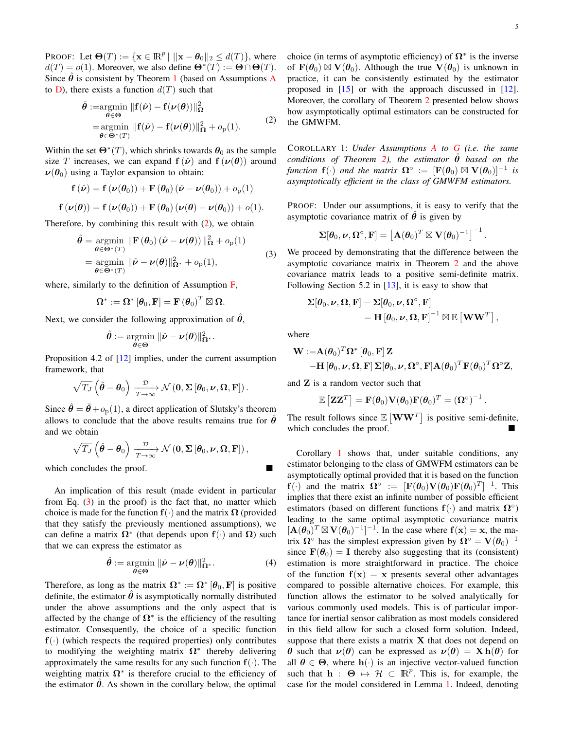PROOF: Let $\mathbf{\Theta}(T) := \{\mathbf{x} \in \mathbb{R}^p \mid ||\mathbf{x} - \boldsymbol{\theta}_0||_2 \leq d(T)\}$, where $d(T) = o(1)$. Moreover, we also define $\mathbf{\Theta}^*(T) := \mathbf{\Theta} \cap \mathbf{\Theta}(T)$. Since $\hat{\boldsymbol{\theta}}$ is consistent by Theorem 1 (based on Assumptions A to D), there exists a function $d(T)$ such that

$$
\begin{aligned}
\hat{\boldsymbol{\theta}} :=& \underset{\boldsymbol{\theta} \in \mathbf{\Theta}}{\text{argmin}} \; \|\mathbf{f}(\hat{\boldsymbol{\nu}}) - \mathbf{f}(\boldsymbol{\nu}(\boldsymbol{\theta}))\|^2_{\mathbf{\Omega}} \\
=& \underset{\boldsymbol{\theta} \in \mathbf{\Theta}^*(T)}{\text{argmin}} \; \|\mathbf{f}(\hat{\boldsymbol{\nu}}) - \mathbf{f}(\boldsymbol{\nu}(\boldsymbol{\theta}))\|^2_{\mathbf{\Omega}} + o_{\text{p}}(1).
\end{aligned} \tag{2}
$$

Within the set $\mathbf{\Theta}^*(T)$, which shrinks towards $\boldsymbol{\theta}_0$ as the sample size $T$ increases, we can expand $\mathbf{f}(\hat{\boldsymbol{\nu}})$ and $\mathbf{f}(\boldsymbol{\nu}(\boldsymbol{\theta}))$ around $\boldsymbol{\nu}(\boldsymbol{\theta}_0)$ using a Taylor expansion to obtain:

$$
\mathbf{f}(\hat{\boldsymbol{\nu}}) = \mathbf{f}(\boldsymbol{\nu}(\boldsymbol{\theta}_0)) + \mathbf{F}(\boldsymbol{\theta}_0)(\hat{\boldsymbol{\nu}} - \boldsymbol{\nu}(\boldsymbol{\theta}_0)) + o_{\text{p}}(1)
$$

$$
\mathbf{f}(\boldsymbol{\nu}(\boldsymbol{\theta})) = \mathbf{f}(\boldsymbol{\nu}(\boldsymbol{\theta}_0)) + \mathbf{F}(\boldsymbol{\theta}_0)(\boldsymbol{\nu}(\boldsymbol{\theta}) - \boldsymbol{\nu}(\boldsymbol{\theta}_0)) + o(1).
$$

Therefore, by combining this result with (2), we obtain

$$
\begin{aligned}
\hat{\boldsymbol{\theta}} =& \underset{\boldsymbol{\theta} \in \mathbf{\Theta}^*(T)}{\text{argmin}} \; \|\mathbf{F}(\boldsymbol{\theta}_0)(\hat{\boldsymbol{\nu}} - \boldsymbol{\nu}(\boldsymbol{\theta}))\|^2_{\mathbf{\Omega}} + o_{\text{p}}(1) \\
=& \underset{\boldsymbol{\theta} \in \mathbf{\Theta}^*(T)}{\text{argmin}} \; \|\hat{\boldsymbol{\nu}} - \boldsymbol{\nu}(\boldsymbol{\theta})\|^2_{\mathbf{\Omega}^*} + o_{\text{p}}(1),
\end{aligned} \tag{3}
$$

where, similarly to the definition of Assumption F,

$$
\mathbf{\Omega}^* := \mathbf{\Omega}^*[\boldsymbol{\theta}_0, \mathbf{F}] = \mathbf{F}(\boldsymbol{\theta}_0)^T \boxtimes \mathbf{\Omega}.
$$

Next, we consider the following approximation of $\hat{\boldsymbol{\theta}}$,

$$
\tilde{\boldsymbol{\theta}} := \underset{\boldsymbol{\theta} \in \mathbf{\Theta}}{\text{argmin}} \; \|\hat{\boldsymbol{\nu}} - \boldsymbol{\nu}(\boldsymbol{\theta})\|^2_{\mathbf{\Omega}^*}.
$$

Proposition 4.2 of [12] implies, under the current assumption framework, that

$$
\sqrt{T_J}\left(\tilde{\boldsymbol{\theta}} - \boldsymbol{\theta}_0\right) \xrightarrow[T \to \infty]{\mathcal{D}} \mathcal{N}\left(\mathbf{0}, \mathbf{\Sigma}[\boldsymbol{\theta}_0, \boldsymbol{\nu}, \mathbf{\Omega}, \mathbf{F}]\right).
$$

Since $\hat{\boldsymbol{\theta}} = \tilde{\boldsymbol{\theta}} + o_{\text{p}}(1)$, a direct application of Slutsky's theorem allows to conclude that the above results remains true for $\hat{\boldsymbol{\theta}}$ and we obtain

$$
\sqrt{T_J}\left(\hat{\boldsymbol{\theta}} - \boldsymbol{\theta}_0\right) \xrightarrow[T \to \infty]{\mathcal{D}} \mathcal{N}\left(\mathbf{0}, \mathbf{\Sigma}[\boldsymbol{\theta}_0, \boldsymbol{\nu}, \mathbf{\Omega}, \mathbf{F}]\right),
$$

which concludes the proof. ■

An implication of this result (made evident in particular from Eq. (3) in the proof) is the fact that, no matter which choice is made for the function $\mathbf{f}(\cdot)$ and the matrix $\mathbf{\Omega}$ (provided that they satisfy the previously mentioned assumptions), we can define a matrix $\mathbf{\Omega}^*$ (that depends upon $\mathbf{f}(\cdot)$ and $\mathbf{\Omega}$) such that we can express the estimator as

$$
\hat{\boldsymbol{\theta}} := \underset{\boldsymbol{\theta} \in \mathbf{\Theta}}{\text{argmin}} \; \|\hat{\boldsymbol{\nu}} - \boldsymbol{\nu}(\boldsymbol{\theta})\|^2_{\mathbf{\Omega}^*}. \tag{4}
$$

Therefore, as long as the matrix $\mathbf{\Omega}^* := \mathbf{\Omega}^*[\boldsymbol{\theta}_0, \mathbf{F}]$ is positive definite, the estimator $\hat{\boldsymbol{\theta}}$ is asymptotically normally distributed under the above assumptions and the only aspect that is affected by the change of $\mathbf{\Omega}^*$ is the efficiency of the resulting estimator. Consequently, the choice of a specific function $\mathbf{f}(\cdot)$ (which respects the required properties) only contributes to modifying the weighting matrix $\mathbf{\Omega}^*$ thereby delivering approximately the same results for any such function $\mathbf{f}(\cdot)$. The weighting matrix $\mathbf{\Omega}^*$ is therefore crucial to the efficiency of the estimator $\hat{\boldsymbol{\theta}}$. As shown in the corollary below, the optimal choice (in terms of asymptotic efficiency) of $\mathbf{\Omega}^*$ is the inverse of $\mathbf{F}(\boldsymbol{\theta}_0) \boxtimes \mathbf{V}(\boldsymbol{\theta}_0)$. Although the true $\mathbf{V}(\boldsymbol{\theta}_0)$ is unknown in practice, it can be consistently estimated by the estimator proposed in [15] or with the approach discussed in [12]. Moreover, the corollary of Theorem 2 presented below shows how asymptotically optimal estimators can be constructed for the GMWFM.

COROLLARY 1: *Under Assumptions A to G (i.e. the same conditions of Theorem 2), the estimator $\hat{\boldsymbol{\theta}}$ based on the function $\mathbf{f}(\cdot)$ and the matrix $\mathbf{\Omega}^\circ := [\mathbf{F}(\boldsymbol{\theta}_0) \boxtimes \mathbf{V}(\boldsymbol{\theta}_0)]^{-1}$ is asymptotically efficient in the class of GMWFM estimators.*

PROOF: Under our assumptions, it is easy to verify that the asymptotic covariance matrix of $\hat{\boldsymbol{\theta}}$ is given by

$$
\mathbf{\Sigma}[\boldsymbol{\theta}_0, \boldsymbol{\nu}, \mathbf{\Omega}^\circ, \mathbf{F}] = \left[\mathbf{A}(\boldsymbol{\theta}_0)^T \boxtimes \mathbf{V}(\boldsymbol{\theta}_0)^{-1}\right]^{-1}.
$$

We proceed by demonstrating that the difference between the asymptotic covariance matrix in Theorem 2 and the above covariance matrix leads to a positive semi-definite matrix. Following Section 5.2 in [13], it is easy to show that

$$
\begin{aligned}
\mathbf{\Sigma}[\boldsymbol{\theta}_0, \boldsymbol{\nu}, \mathbf{\Omega}, \mathbf{F}] &- \mathbf{\Sigma}[\boldsymbol{\theta}_0, \boldsymbol{\nu}, \mathbf{\Omega}^\circ, \mathbf{F}] \\
&= \mathbf{H}[\boldsymbol{\theta}_0, \boldsymbol{\nu}, \mathbf{\Omega}, \mathbf{F}]^{-1} \boxtimes \mathbb{E}\left[\mathbf{W}\mathbf{W}^T\right],
\end{aligned}
$$

where

$$
\begin{aligned}
\mathbf{W} :=& \mathbf{A}(\boldsymbol{\theta}_0)^T \mathbf{\Omega}^*[\boldsymbol{\theta}_0, \mathbf{F}]\mathbf{Z} \\
&- \mathbf{H}[\boldsymbol{\theta}_0, \boldsymbol{\nu}, \mathbf{\Omega}, \mathbf{F}]\mathbf{\Sigma}[\boldsymbol{\theta}_0, \boldsymbol{\nu}, \mathbf{\Omega}^\circ, \mathbf{F}]\mathbf{A}(\boldsymbol{\theta}_0)^T\mathbf{F}(\boldsymbol{\theta}_0)^T\mathbf{\Omega}^\circ\mathbf{Z},
\end{aligned}
$$

and $\mathbf{Z}$ is a random vector such that

$$
\mathbb{E}\left[\mathbf{Z}\mathbf{Z}^T\right] = \mathbf{F}(\boldsymbol{\theta}_0)\mathbf{V}(\boldsymbol{\theta}_0)\mathbf{F}(\boldsymbol{\theta}_0)^T = (\mathbf{\Omega}^\circ)^{-1}.
$$

The result follows since $\mathbb{E}\left[\mathbf{W}\mathbf{W}^T\right]$ is positive semi-definite, which concludes the proof. ■

Corollary 1 shows that, under suitable conditions, any estimator belonging to the class of GMWFM estimators can be asymptotically optimal provided that it is based on the function $\mathbf{f}(\cdot)$ and the matrix $\mathbf{\Omega}^\circ := [\mathbf{F}(\boldsymbol{\theta}_0)\mathbf{V}(\boldsymbol{\theta}_0)\mathbf{F}(\boldsymbol{\theta}_0)^T]^{-1}$. This implies that there exist an infinite number of possible efficient estimators (based on different functions $\mathbf{f}(\cdot)$ and matrix $\mathbf{\Omega}^\circ$) leading to the same optimal asymptotic covariance matrix $[\mathbf{A}(\boldsymbol{\theta}_0)^T \boxtimes \mathbf{V}(\boldsymbol{\theta}_0)^{-1}]^{-1}$. In the case where $\mathbf{f}(\mathbf{x}) = \mathbf{x}$, the matrix $\mathbf{\Omega}^\circ$ has the simplest expression given by $\mathbf{\Omega}^\circ = \mathbf{V}(\boldsymbol{\theta}_0)^{-1}$ since $\mathbf{F}(\boldsymbol{\theta}_0) = \mathbf{I}$ thereby also suggesting that its (consistent) estimation is more straightforward in practice. The choice of the function $\mathbf{f}(\mathbf{x}) = \mathbf{x}$ presents several other advantages compared to possible alternative choices. For example, this function allows the estimator to be solved analytically for various commonly used models. This is of particular importance for inertial sensor calibration as most models considered in this field allow for such a closed form solution. Indeed, suppose that there exists a matrix $\mathbf{X}$ that does not depend on $\boldsymbol{\theta}$ such that $\boldsymbol{\nu}(\boldsymbol{\theta})$ can be expressed as $\boldsymbol{\nu}(\boldsymbol{\theta}) = \mathbf{X}\,\mathbf{h}(\boldsymbol{\theta})$ for all $\boldsymbol{\theta} \in \mathbf{\Theta}$, where $\mathbf{h}(\cdot)$ is an injective vector-valued function such that $\mathbf{h} : \mathbf{\Theta} \mapsto \mathcal{H} \subset \mathbb{R}^p$. This is, for example, the case for the model considered in Lemma 1. Indeed, denoting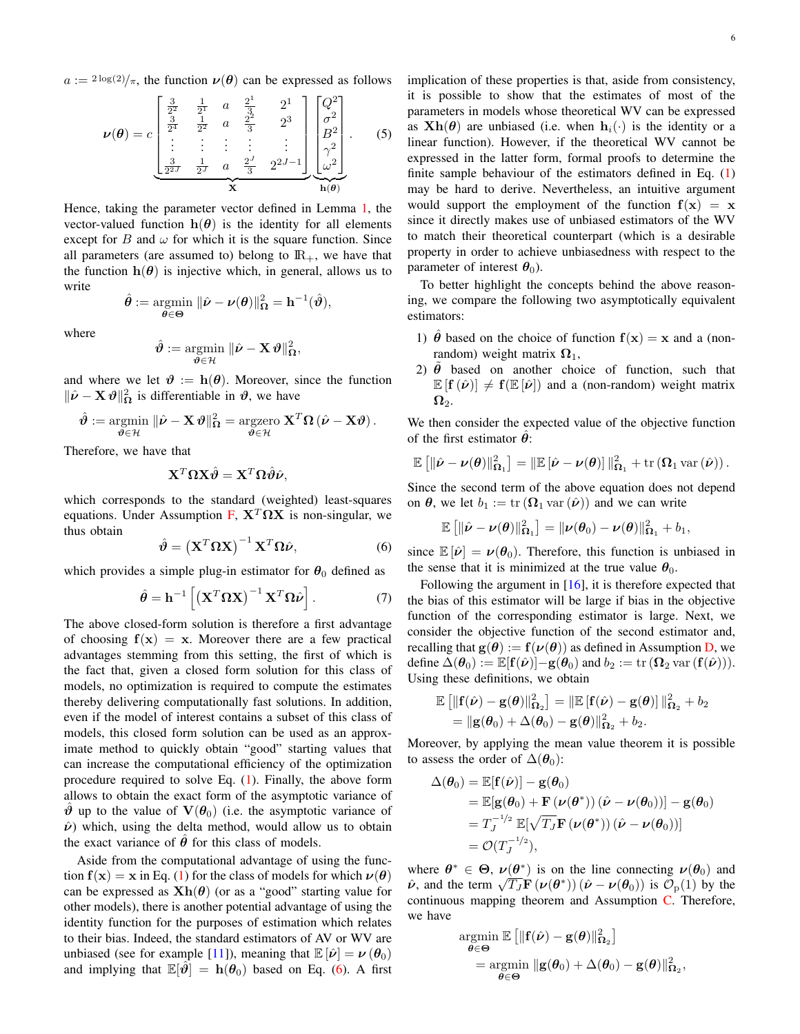$a := {}^{2\log(2)}/_{\pi}$, the function $\boldsymbol{\nu}(\boldsymbol{\theta})$ can be expressed as follows

$$\boldsymbol{\nu}(\boldsymbol{\theta}) = c \underbrace{\begin{bmatrix} \frac{3}{2^2} & \frac{1}{2^1} & a & \frac{2^1}{3} & 2^1 \\ \frac{3}{2^4} & \frac{1}{2^2} & a & \frac{2^2}{3} & 2^3 \\ \vdots & \vdots & \vdots & \vdots & \vdots \\ \frac{3}{2^{2J}} & \frac{1}{2^J} & a & \frac{2^J}{3} & 2^{2J-1} \end{bmatrix}}_{\mathbf{X}} \underbrace{\begin{bmatrix} Q^2 \\ \sigma^2 \\ B^2 \\ \gamma^2 \\ \omega^2 \end{bmatrix}}_{\mathbf{h}(\boldsymbol{\theta})}. \tag{5}$$

Hence, taking the parameter vector defined in Lemma 1, the vector-valued function $\mathbf{h}(\boldsymbol{\theta})$ is the identity for all elements except for $B$ and $\omega$ for which it is the square function. Since all parameters (are assumed to) belong to $\mathbb{R}_+$, we have that the function $\mathbf{h}(\boldsymbol{\theta})$ is injective which, in general, allows us to write

$$\hat{\boldsymbol{\theta}} := \underset{\boldsymbol{\theta} \in \boldsymbol{\Theta}}{\text{argmin}} \; \|\hat{\boldsymbol{\nu}} - \boldsymbol{\nu}(\boldsymbol{\theta})\|_{\boldsymbol{\Omega}}^2 = \mathbf{h}^{-1}(\hat{\boldsymbol{\vartheta}}),$$

where

$$\hat{\boldsymbol{\vartheta}} := \underset{\boldsymbol{\vartheta} \in \mathcal{H}}{\text{argmin}} \; \|\hat{\boldsymbol{\nu}} - \mathbf{X}\,\boldsymbol{\vartheta}\|_{\boldsymbol{\Omega}}^2,$$

and where we let $\boldsymbol{\vartheta} := \mathbf{h}(\boldsymbol{\theta})$. Moreover, since the function $\|\hat{\boldsymbol{\nu}} - \mathbf{X}\,\boldsymbol{\vartheta}\|_{\boldsymbol{\Omega}}^2$ is differentiable in $\boldsymbol{\vartheta}$, we have

$$\hat{\boldsymbol{\vartheta}} := \underset{\boldsymbol{\vartheta} \in \mathcal{H}}{\text{argmin}} \; \|\hat{\boldsymbol{\nu}} - \mathbf{X}\,\boldsymbol{\vartheta}\|_{\boldsymbol{\Omega}}^2 = \underset{\boldsymbol{\vartheta} \in \mathcal{H}}{\text{argzero}} \; \mathbf{X}^T \boldsymbol{\Omega} \left(\hat{\boldsymbol{\nu}} - \mathbf{X}\boldsymbol{\vartheta}\right).$$

Therefore, we have that

$$\mathbf{X}^T \boldsymbol{\Omega} \mathbf{X} \hat{\boldsymbol{\vartheta}} = \mathbf{X}^T \boldsymbol{\Omega} \hat{\boldsymbol{\vartheta}} \hat{\boldsymbol{\nu}},$$

which corresponds to the standard (weighted) least-squares equations. Under Assumption F, $\mathbf{X}^T\boldsymbol{\Omega}\mathbf{X}$ is non-singular, we thus obtain

$$\hat{\boldsymbol{\vartheta}} = \left(\mathbf{X}^T \boldsymbol{\Omega} \mathbf{X}\right)^{-1} \mathbf{X}^T \boldsymbol{\Omega} \hat{\boldsymbol{\nu}}, \tag{6}$$

which provides a simple plug-in estimator for $\boldsymbol{\theta}_0$ defined as

$$\hat{\boldsymbol{\theta}} = \mathbf{h}^{-1}\left[\left(\mathbf{X}^T \boldsymbol{\Omega} \mathbf{X}\right)^{-1} \mathbf{X}^T \boldsymbol{\Omega} \hat{\boldsymbol{\nu}}\right]. \tag{7}$$

The above closed-form solution is therefore a first advantage of choosing $\mathbf{f}(\mathbf{x}) = \mathbf{x}$. Moreover there are a few practical advantages stemming from this setting, the first of which is the fact that, given a closed form solution for this class of models, no optimization is required to compute the estimates thereby delivering computationally fast solutions. In addition, even if the model of interest contains a subset of this class of models, this closed form solution can be used as an approximate method to quickly obtain "good" starting values that can increase the computational efficiency of the optimization procedure required to solve Eq. (1). Finally, the above form allows to obtain the exact form of the asymptotic variance of $\hat{\boldsymbol{\vartheta}}$ up to the value of $\mathbf{V}(\boldsymbol{\theta}_0)$ (i.e. the asymptotic variance of $\hat{\boldsymbol{\nu}}$) which, using the delta method, would allow us to obtain the exact variance of $\hat{\boldsymbol{\theta}}$ for this class of models.

Aside from the computational advantage of using the function $\mathbf{f}(\mathbf{x}) = \mathbf{x}$ in Eq. (1) for the class of models for which $\boldsymbol{\nu}(\boldsymbol{\theta})$ can be expressed as $\mathbf{X}\mathbf{h}(\boldsymbol{\theta})$ (or as a "good" starting value for other models), there is another potential advantage of using the identity function for the purposes of estimation which relates to their bias. Indeed, the standard estimators of AV or WV are unbiased (see for example [11]), meaning that $\mathbb{E}\left[\hat{\boldsymbol{\nu}}\right] = \boldsymbol{\nu}\left(\boldsymbol{\theta}_0\right)$ and implying that $\mathbb{E}[\hat{\boldsymbol{\vartheta}}] = \mathbf{h}(\boldsymbol{\theta}_0)$ based on Eq. (6). A first implication of these properties is that, aside from consistency, it is possible to show that the estimates of most of the parameters in models whose theoretical WV can be expressed as $\mathbf{X}\mathbf{h}(\boldsymbol{\theta})$ are unbiased (i.e. when $\mathbf{h}_i(\cdot)$ is the identity or a linear function). However, if the theoretical WV cannot be expressed in the latter form, formal proofs to determine the finite sample behaviour of the estimators defined in Eq. (1) may be hard to derive. Nevertheless, an intuitive argument would support the employment of the function $\mathbf{f}(\mathbf{x}) = \mathbf{x}$ since it directly makes use of unbiased estimators of the WV to match their theoretical counterpart (which is a desirable property in order to achieve unbiasedness with respect to the parameter of interest $\boldsymbol{\theta}_0$).

To better highlight the concepts behind the above reasoning, we compare the following two asymptotically equivalent estimators:

1) $\hat{\boldsymbol{\theta}}$ based on the choice of function $\mathbf{f}(\mathbf{x}) = \mathbf{x}$ and a (non-random) weight matrix $\boldsymbol{\Omega}_1$,
2) $\tilde{\boldsymbol{\theta}}$ based on another choice of function, such that $\mathbb{E}\left[\mathbf{f}\left(\hat{\boldsymbol{\nu}}\right)\right] \neq \mathbf{f}(\mathbb{E}\left[\hat{\boldsymbol{\nu}}\right])$ and a (non-random) weight matrix $\boldsymbol{\Omega}_2$.

We then consider the expected value of the objective function of the first estimator $\hat{\boldsymbol{\theta}}$:

$$\mathbb{E}\left[\|\hat{\boldsymbol{\nu}} - \boldsymbol{\nu}(\boldsymbol{\theta})\|_{\boldsymbol{\Omega}_1}^2\right] = \|\mathbb{E}\left[\hat{\boldsymbol{\nu}} - \boldsymbol{\nu}(\boldsymbol{\theta})\right]\|_{\boldsymbol{\Omega}_1}^2 + \text{tr}\left(\boldsymbol{\Omega}_1 \, \text{var}\left(\hat{\boldsymbol{\nu}}\right)\right).$$

Since the second term of the above equation does not depend on $\boldsymbol{\theta}$, we let $b_1 := \text{tr}\left(\boldsymbol{\Omega}_1 \, \text{var}\left(\hat{\boldsymbol{\nu}}\right)\right)$ and we can write

$$\mathbb{E}\left[\|\hat{\boldsymbol{\nu}} - \boldsymbol{\nu}(\boldsymbol{\theta})\|_{\boldsymbol{\Omega}_1}^2\right] = \|\boldsymbol{\nu}(\boldsymbol{\theta}_0) - \boldsymbol{\nu}(\boldsymbol{\theta})\|_{\boldsymbol{\Omega}_1}^2 + b_1,$$

since $\mathbb{E}\left[\hat{\boldsymbol{\nu}}\right] = \boldsymbol{\nu}(\boldsymbol{\theta}_0)$. Therefore, this function is unbiased in the sense that it is minimized at the true value $\boldsymbol{\theta}_0$.

Following the argument in [16], it is therefore expected that the bias of this estimator will be large if bias in the objective function of the corresponding estimator is large. Next, we consider the objective function of the second estimator and, recalling that $\mathbf{g}(\boldsymbol{\theta}) := \mathbf{f}(\boldsymbol{\nu}(\boldsymbol{\theta}))$ as defined in Assumption D, we define $\Delta(\boldsymbol{\theta}_0) := \mathbb{E}[\mathbf{f}(\hat{\boldsymbol{\nu}})] - \mathbf{g}(\boldsymbol{\theta}_0)$ and $b_2 := \text{tr}\left(\boldsymbol{\Omega}_2 \, \text{var}\left(\mathbf{f}(\hat{\boldsymbol{\nu}})\right)\right)$. Using these definitions, we obtain

$$\begin{aligned}
\mathbb{E}\left[\|\mathbf{f}(\hat{\boldsymbol{\nu}}) - \mathbf{g}(\boldsymbol{\theta})\|_{\boldsymbol{\Omega}_2}^2\right] &= \|\mathbb{E}\left[\mathbf{f}(\hat{\boldsymbol{\nu}}) - \mathbf{g}(\boldsymbol{\theta})\right]\|_{\boldsymbol{\Omega}_2}^2 + b_2 \\
&= \|\mathbf{g}(\boldsymbol{\theta}_0) + \Delta(\boldsymbol{\theta}_0) - \mathbf{g}(\boldsymbol{\theta})\|_{\boldsymbol{\Omega}_2}^2 + b_2.
\end{aligned}$$

Moreover, by applying the mean value theorem it is possible to assess the order of $\Delta(\boldsymbol{\theta}_0)$:

$$\begin{aligned}
\Delta(\boldsymbol{\theta}_0) &= \mathbb{E}[\mathbf{f}(\hat{\boldsymbol{\nu}})] - \mathbf{g}(\boldsymbol{\theta}_0) \\
&= \mathbb{E}[\mathbf{g}(\boldsymbol{\theta}_0) + \mathbf{F}\left(\boldsymbol{\nu}(\boldsymbol{\theta}^*)\right)\left(\hat{\boldsymbol{\nu}} - \boldsymbol{\nu}(\boldsymbol{\theta}_0)\right)] - \mathbf{g}(\boldsymbol{\theta}_0) \\
&= T_J^{-1/2}\, \mathbb{E}[\sqrt{T_J}\mathbf{F}\left(\boldsymbol{\nu}(\boldsymbol{\theta}^*)\right)\left(\hat{\boldsymbol{\nu}} - \boldsymbol{\nu}(\boldsymbol{\theta}_0)\right)] \\
&= \mathcal{O}(T_J^{-1/2}),
\end{aligned}$$

where $\boldsymbol{\theta}^* \in \boldsymbol{\Theta}$, $\boldsymbol{\nu}(\boldsymbol{\theta}^*)$ is on the line connecting $\boldsymbol{\nu}(\boldsymbol{\theta}_0)$ and $\hat{\boldsymbol{\nu}}$, and the term $\sqrt{T_J}\mathbf{F}\left(\boldsymbol{\nu}(\boldsymbol{\theta}^*)\right)\left(\hat{\boldsymbol{\nu}} - \boldsymbol{\nu}(\boldsymbol{\theta}_0)\right)$ is $\mathcal{O}_{\text{p}}(1)$ by the continuous mapping theorem and Assumption C. Therefore, we have

$$\begin{aligned}
&\underset{\boldsymbol{\theta} \in \boldsymbol{\Theta}}{\text{argmin}} \; \mathbb{E}\left[\|\mathbf{f}(\hat{\boldsymbol{\nu}}) - \mathbf{g}(\boldsymbol{\theta})\|_{\boldsymbol{\Omega}_2}^2\right] \\
&\quad = \underset{\boldsymbol{\theta} \in \boldsymbol{\Theta}}{\text{argmin}} \; \|\mathbf{g}(\boldsymbol{\theta}_0) + \Delta(\boldsymbol{\theta}_0) - \mathbf{g}(\boldsymbol{\theta})\|_{\boldsymbol{\Omega}_2}^2,
\end{aligned}$$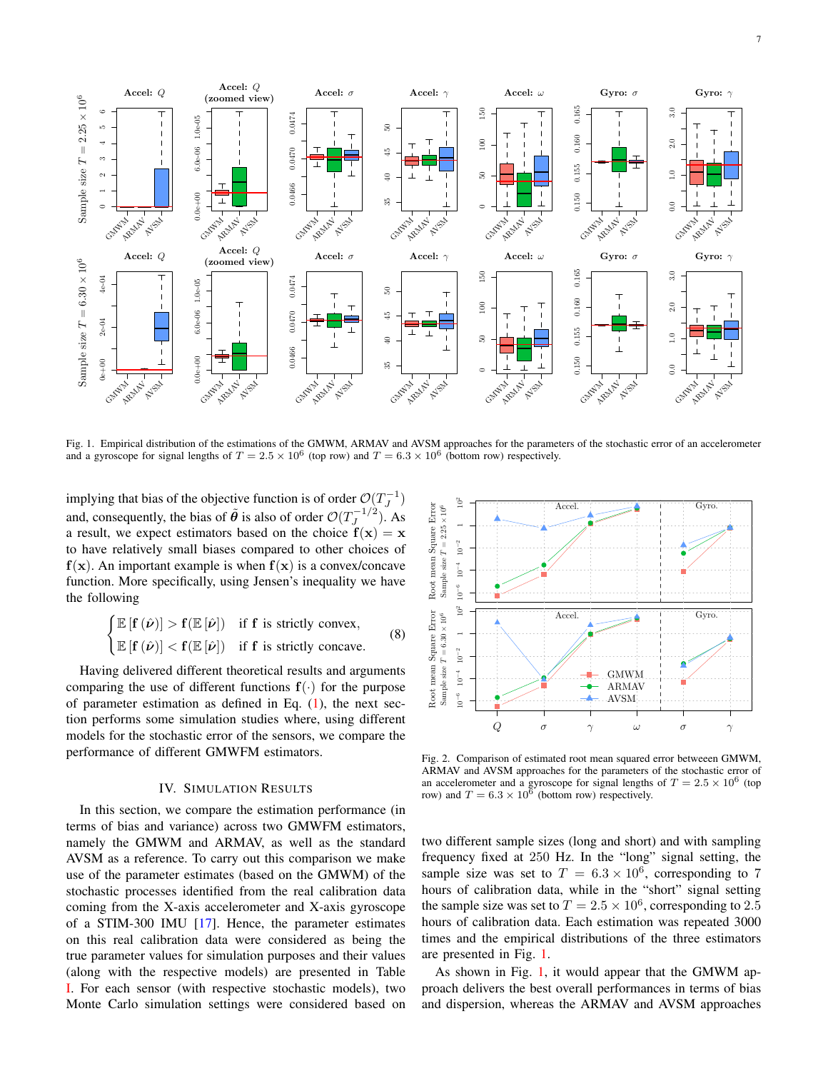Fig. 1. Empirical distribution of the estimations of the GMWM, ARMAV and AVSM approaches for the parameters of the stochastic error of an accelerometer and a gyroscope for signal lengths of $T = 2.5 \times 10^6$ (top row) and $T = 6.3 \times 10^6$ (bottom row) respectively.

implying that bias of the objective function is of order $\mathcal{O}(T_J^{-1})$ and, consequently, the bias of $\tilde{\boldsymbol{\theta}}$ is also of order $\mathcal{O}(T_J^{-1/2})$. As a result, we expect estimators based on the choice $\mathbf{f}(\mathbf{x}) = \mathbf{x}$ to have relatively small biases compared to other choices of $\mathbf{f}(\mathbf{x})$. An important example is when $\mathbf{f}(\mathbf{x})$ is a convex/concave function. More specifically, using Jensen's inequality we have the following

$$\begin{cases} \mathbb{E}\left[\mathbf{f}\left(\hat{\boldsymbol{\nu}}\right)\right] > \mathbf{f}(\mathbb{E}\left[\hat{\boldsymbol{\nu}}\right]) & \text{if } \mathbf{f} \text{ is strictly convex,} \\ \mathbb{E}\left[\mathbf{f}\left(\hat{\boldsymbol{\nu}}\right)\right] < \mathbf{f}(\mathbb{E}\left[\hat{\boldsymbol{\nu}}\right]) & \text{if } \mathbf{f} \text{ is strictly concave.} \end{cases} \tag{8}$$

Having delivered different theoretical results and arguments comparing the use of different functions $\mathbf{f}(\cdot)$ for the purpose of parameter estimation as defined in Eq. (1), the next section performs some simulation studies where, using different models for the stochastic error of the sensors, we compare the performance of different GMWFM estimators.

## IV. Simulation Results

In this section, we compare the estimation performance (in terms of bias and variance) across two GMWFM estimators, namely the GMWM and ARMAV, as well as the standard AVSM as a reference. To carry out this comparison we make use of the parameter estimates (based on the GMWM) of the stochastic processes identified from the real calibration data coming from the X-axis accelerometer and X-axis gyroscope of a STIM-300 IMU [17]. Hence, the parameter estimates on this real calibration data were considered as being the true parameter values for simulation purposes and their values (along with the respective models) are presented in Table I. For each sensor (with respective stochastic models), two Monte Carlo simulation settings were considered based on two different sample sizes (long and short) and with sampling frequency fixed at 250 Hz. In the "long" signal setting, the sample size was set to $T = 6.3 \times 10^6$, corresponding to 7 hours of calibration data, while in the "short" signal setting the sample size was set to $T = 2.5 \times 10^6$, corresponding to 2.5 hours of calibration data. Each estimation was repeated 3000 times and the empirical distributions of the three estimators are presented in Fig. 1.

Fig. 2. Comparison of estimated root mean squared error betweeen GMWM, ARMAV and AVSM approaches for the parameters of the stochastic error of an accelerometer and a gyroscope for signal lengths of $T = 2.5 \times 10^6$ (top row) and $T = 6.3 \times 10^6$ (bottom row) respectively.

As shown in Fig. 1, it would appear that the GMWM approach delivers the best overall performances in terms of bias and dispersion, whereas the ARMAV and AVSM approaches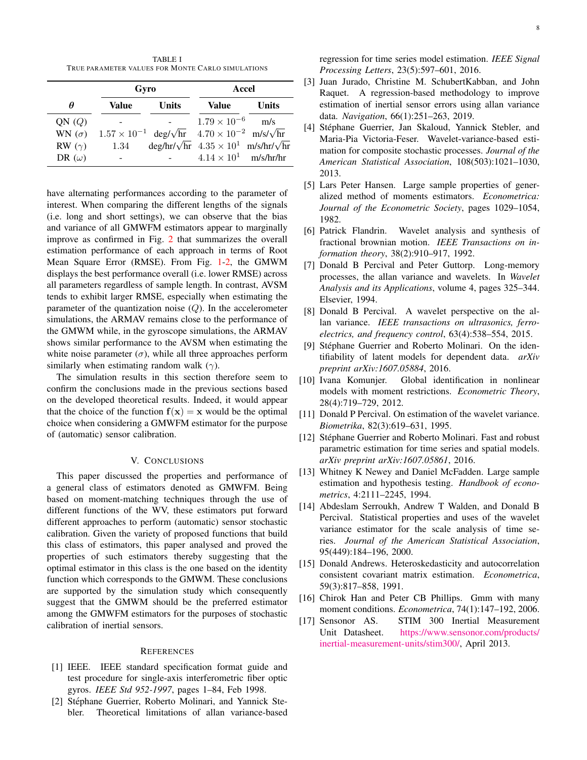TABLE I
TRUE PARAMETER VALUES FOR MONTE CARLO SIMULATIONS

| | **Gyro** | | **Accel** | |
|---|---|---|---|---|
| $\boldsymbol{\theta}$ | **Value** | **Units** | **Value** | **Units** |
| QN ($Q$) | - | - | $1.79 \times 10^{-6}$ | m/s |
| WN ($\sigma$) | $1.57 \times 10^{-1}$ | deg/$\sqrt{\text{hr}}$ | $4.70 \times 10^{-2}$ | m/s/$\sqrt{\text{hr}}$ |
| RW ($\gamma$) | 1.34 | deg/hr/$\sqrt{\text{hr}}$ | $4.35 \times 10^{1}$ | m/s/hr/$\sqrt{\text{hr}}$ |
| DR ($\omega$) | - | - | $4.14 \times 10^{1}$ | m/s/hr/hr |

have alternating performances according to the parameter of interest. When comparing the different lengths of the signals (i.e. long and short settings), we can observe that the bias and variance of all GMWFM estimators appear to marginally improve as confirmed in Fig. 2 that summarizes the overall estimation performance of each approach in terms of Root Mean Square Error (RMSE). From Fig. 1-2, the GMWM displays the best performance overall (i.e. lower RMSE) across all parameters regardless of sample length. In contrast, AVSM tends to exhibit larger RMSE, especially when estimating the parameter of the quantization noise ($Q$). In the accelerometer simulations, the ARMAV remains close to the performance of the GMWM while, in the gyroscope simulations, the ARMAV shows similar performance to the AVSM when estimating the white noise parameter ($\sigma$), while all three approaches perform similarly when estimating random walk ($\gamma$).

The simulation results in this section therefore seem to confirm the conclusions made in the previous sections based on the developed theoretical results. Indeed, it would appear that the choice of the function $\mathbf{f}(\mathbf{x}) = \mathbf{x}$ would be the optimal choice when considering a GMWFM estimator for the purpose of (automatic) sensor calibration.

## V. Conclusions

This paper discussed the properties and performance of a general class of estimators denoted as GMWFM. Being based on moment-matching techniques through the use of different functions of the WV, these estimators put forward different approaches to perform (automatic) sensor stochastic calibration. Given the variety of proposed functions that build this class of estimators, this paper analysed and proved the properties of such estimators thereby suggesting that the optimal estimator in this class is the one based on the identity function which corresponds to the GMWM. These conclusions are supported by the simulation study which consequently suggest that the GMWM should be the preferred estimator among the GMWFM estimators for the purposes of stochastic calibration of inertial sensors.

## References

[1] IEEE. IEEE standard specification format guide and test procedure for single-axis interferometric fiber optic gyros. *IEEE Std 952-1997*, pages 1–84, Feb 1998.

[2] Stéphane Guerrier, Roberto Molinari, and Yannick Stebler. Theoretical limitations of allan variance-based regression for time series model estimation. *IEEE Signal Processing Letters*, 23(5):597–601, 2016.

[3] Juan Jurado, Christine M. SchubertKabban, and John Raquet. A regression-based methodology to improve estimation of inertial sensor errors using allan variance data. *Navigation*, 66(1):251–263, 2019.

[4] Stéphane Guerrier, Jan Skaloud, Yannick Stebler, and Maria-Pia Victoria-Feser. Wavelet-variance-based estimation for composite stochastic processes. *Journal of the American Statistical Association*, 108(503):1021–1030, 2013.

[5] Lars Peter Hansen. Large sample properties of generalized method of moments estimators. *Econometrica: Journal of the Econometric Society*, pages 1029–1054, 1982.

[6] Patrick Flandrin. Wavelet analysis and synthesis of fractional brownian motion. *IEEE Transactions on information theory*, 38(2):910–917, 1992.

[7] Donald B Percival and Peter Guttorp. Long-memory processes, the allan variance and wavelets. In *Wavelet Analysis and its Applications*, volume 4, pages 325–344. Elsevier, 1994.

[8] Donald B Percival. A wavelet perspective on the allan variance. *IEEE transactions on ultrasonics, ferroelectrics, and frequency control*, 63(4):538–554, 2015.

[9] Stéphane Guerrier and Roberto Molinari. On the identifiability of latent models for dependent data. *arXiv preprint arXiv:1607.05884*, 2016.

[10] Ivana Komunjer. Global identification in nonlinear models with moment restrictions. *Econometric Theory*, 28(4):719–729, 2012.

[11] Donald P Percival. On estimation of the wavelet variance. *Biometrika*, 82(3):619–631, 1995.

[12] Stéphane Guerrier and Roberto Molinari. Fast and robust parametric estimation for time series and spatial models. *arXiv preprint arXiv:1607.05861*, 2016.

[13] Whitney K Newey and Daniel McFadden. Large sample estimation and hypothesis testing. *Handbook of econometrics*, 4:2111–2245, 1994.

[14] Abdeslam Serroukh, Andrew T Walden, and Donald B Percival. Statistical properties and uses of the wavelet variance estimator for the scale analysis of time series. *Journal of the American Statistical Association*, 95(449):184–196, 2000.

[15] Donald Andrews. Heteroskedasticity and autocorrelation consistent covariant matrix estimation. *Econometrica*, 59(3):817–858, 1991.

[16] Chirok Han and Peter CB Phillips. Gmm with many moment conditions. *Econometrica*, 74(1):147–192, 2006.

[17] Sensonor AS. STIM 300 Inertial Measurement Unit Datasheet. https://www.sensonor.com/products/inertial-measurement-units/stim300/, April 2013.